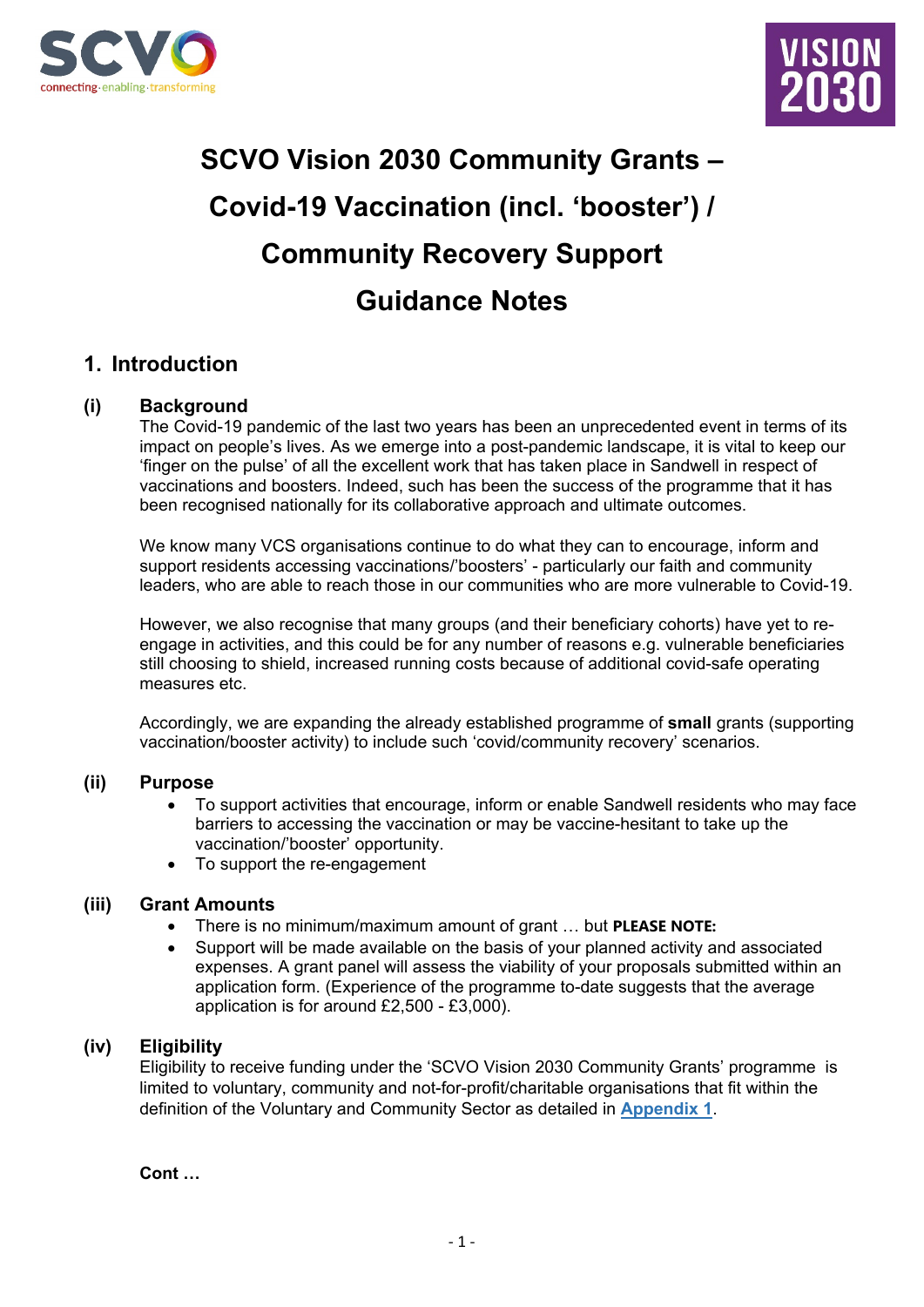# SCVO Vision 2030 Community Grants – Covid-19 Vaccination (incl. 'booster') / Community Recovery Support Guidance Notes

## 1. Introduction

### (i) Background

The Covid-19 pandemic of the last two years has been an unprecedented event in terms of its impact on people's lives. As we emerge into a post-pandemic landscape, it is vital to keep our 'finger on the pulse' of all the excellent work that has taken place in Sandwell in respect of vaccinations and boosters. Indeed, such has been the success of the programme that it has been recognised nationally for its collaborative approach and ultimate outcomes.

We know many VCS organisations continue to do what they can to encourage, inform and support residents accessing vaccinations/'boosters' - particularly our faith and community leaders, who are able to reach those in our communities who are more vulnerable to Covid-19.

However, we also recognise that many groups (and their beneficiary cohorts) have yet to re-engage in activities, and this could be for any number of reasons e.g. vulnerable beneficiaries still choosing to shield, increased running costs because of additional covid-safe operating measures etc.

Accordingly, we are expanding the already established programme of **small** grants (supporting vaccination/booster activity) to include such 'covid/community recovery' scenarios.

### (ii) Purpose

- To support activities that encourage, inform or enable Sandwell residents who may face barriers to accessing the vaccination or may be vaccine-hesitant to take up the vaccination/'booster' opportunity.
- To support the re-engagement

### (iii) Grant Amounts

- There is no minimum/maximum amount of grant … but **PLEASE NOTE:**
- Support will be made available on the basis of your planned activity and associated expenses. A grant panel will assess the viability of your proposals submitted within an application form. (Experience of the programme to-date suggests that the average application is for around £2,500 - £3,000).

### (iv) Eligibility

Eligibility to receive funding under the 'SCVO Vision 2030 Community Grants' programme is limited to voluntary, community and not-for-profit/charitable organisations that fit within the definition of the Voluntary and Community Sector as detailed in **Appendix 1**.

**Cont …**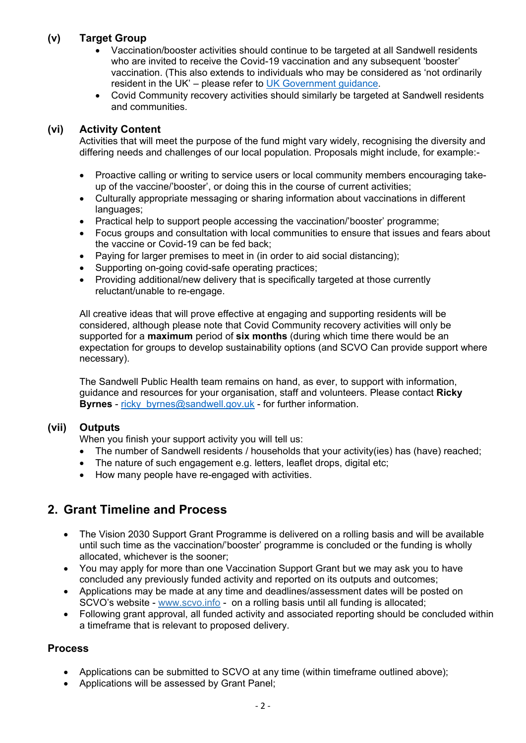### (v) Target Group

- Vaccination/booster activities should continue to be targeted at all Sandwell residents who are invited to receive the Covid-19 vaccination and any subsequent 'booster' vaccination. (This also extends to individuals who may be considered as 'not ordinarily resident in the UK' – please refer to [UK Government guidance](UK Government guidance).
- Covid Community recovery activities should similarly be targeted at Sandwell residents and communities.

### (vi) Activity Content

Activities that will meet the purpose of the fund might vary widely, recognising the diversity and differing needs and challenges of our local population. Proposals might include, for example:-

- Proactive calling or writing to service users or local community members encouraging take-up of the vaccine/'booster', or doing this in the course of current activities;
- Culturally appropriate messaging or sharing information about vaccinations in different languages;
- Practical help to support people accessing the vaccination/'booster' programme;
- Focus groups and consultation with local communities to ensure that issues and fears about the vaccine or Covid-19 can be fed back;
- Paying for larger premises to meet in (in order to aid social distancing);
- Supporting on-going covid-safe operating practices;
- Providing additional/new delivery that is specifically targeted at those currently reluctant/unable to re-engage.

All creative ideas that will prove effective at engaging and supporting residents will be considered, although please note that Covid Community recovery activities will only be supported for a **maximum** period of **six months** (during which time there would be an expectation for groups to develop sustainability options (and SCVO Can provide support where necessary).

The Sandwell Public Health team remains on hand, as ever, to support with information, guidance and resources for your organisation, staff and volunteers. Please contact **Ricky Byrnes** - ricky_byrnes@sandwell.gov.uk - for further information.

### (vii) Outputs

When you finish your support activity you will tell us:

- The number of Sandwell residents / households that your activity(ies) has (have) reached;
- The nature of such engagement e.g. letters, leaflet drops, digital etc;
- How many people have re-engaged with activities.

## 2. Grant Timeline and Process

- The Vision 2030 Support Grant Programme is delivered on a rolling basis and will be available until such time as the vaccination/'booster' programme is concluded or the funding is wholly allocated, whichever is the sooner;
- You may apply for more than one Vaccination Support Grant but we may ask you to have concluded any previously funded activity and reported on its outputs and outcomes;
- Applications may be made at any time and deadlines/assessment dates will be posted on SCVO's website - www.scvo.info - on a rolling basis until all funding is allocated;
- Following grant approval, all funded activity and associated reporting should be concluded within a timeframe that is relevant to proposed delivery.

### Process

- Applications can be submitted to SCVO at any time (within timeframe outlined above);
- Applications will be assessed by Grant Panel;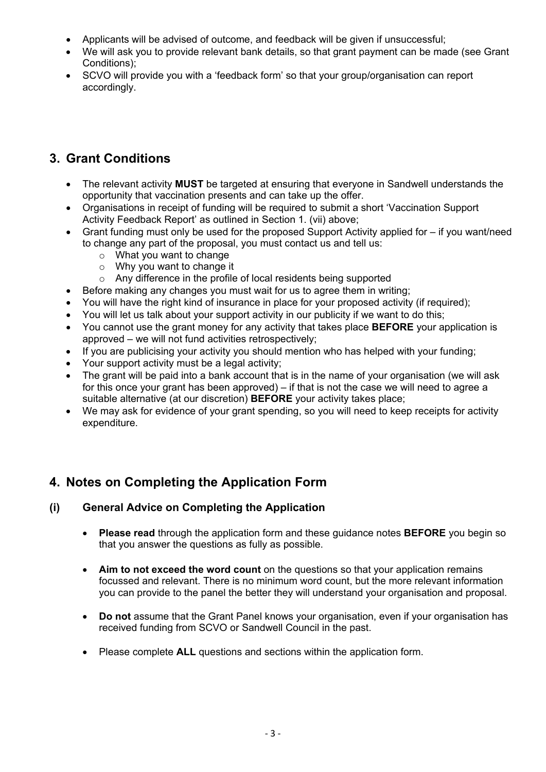- Applicants will be advised of outcome, and feedback will be given if unsuccessful;
- We will ask you to provide relevant bank details, so that grant payment can be made (see Grant Conditions);
- SCVO will provide you with a 'feedback form' so that your group/organisation can report accordingly.

## 3. Grant Conditions

- The relevant activity **MUST** be targeted at ensuring that everyone in Sandwell understands the opportunity that vaccination presents and can take up the offer.
- Organisations in receipt of funding will be required to submit a short 'Vaccination Support Activity Feedback Report' as outlined in Section 1. (vii) above;
- Grant funding must only be used for the proposed Support Activity applied for – if you want/need to change any part of the proposal, you must contact us and tell us:
  - What you want to change
  - Why you want to change it
  - Any difference in the profile of local residents being supported
- Before making any changes you must wait for us to agree them in writing;
- You will have the right kind of insurance in place for your proposed activity (if required);
- You will let us talk about your support activity in our publicity if we want to do this;
- You cannot use the grant money for any activity that takes place **BEFORE** your application is approved – we will not fund activities retrospectively;
- If you are publicising your activity you should mention who has helped with your funding;
- Your support activity must be a legal activity;
- The grant will be paid into a bank account that is in the name of your organisation (we will ask for this once your grant has been approved) – if that is not the case we will need to agree a suitable alternative (at our discretion) **BEFORE** your activity takes place;
- We may ask for evidence of your grant spending, so you will need to keep receipts for activity expenditure.

## 4. Notes on Completing the Application Form

### (i) General Advice on Completing the Application

- **Please read** through the application form and these guidance notes **BEFORE** you begin so that you answer the questions as fully as possible.
- **Aim to not exceed the word count** on the questions so that your application remains focussed and relevant. There is no minimum word count, but the more relevant information you can provide to the panel the better they will understand your organisation and proposal.
- **Do not** assume that the Grant Panel knows your organisation, even if your organisation has received funding from SCVO or Sandwell Council in the past.
- Please complete **ALL** questions and sections within the application form.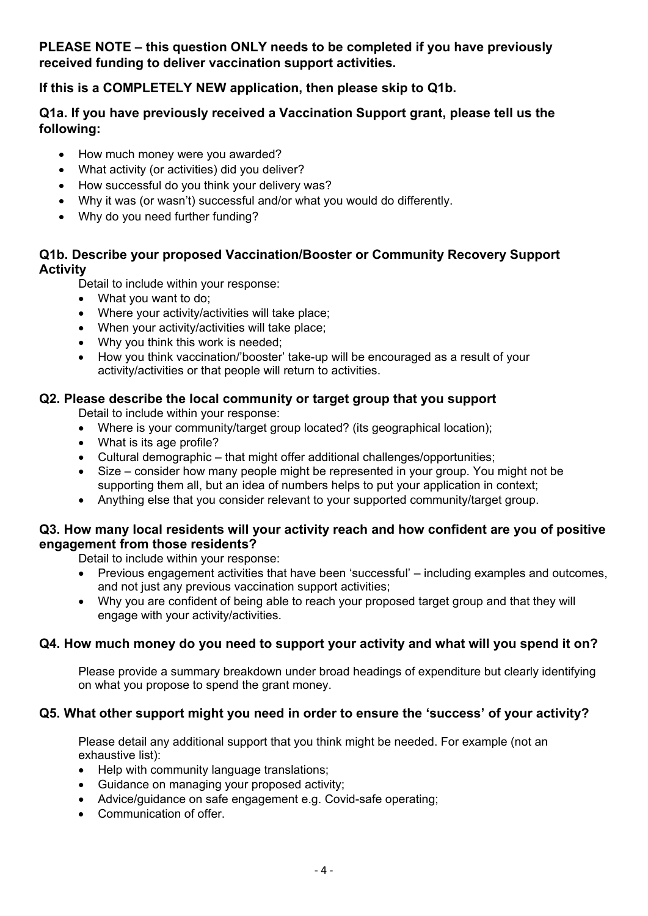**PLEASE NOTE – this question ONLY needs to be completed if you have previously received funding to deliver vaccination support activities.**

**If this is a COMPLETELY NEW application, then please skip to Q1b.**

**Q1a. If you have previously received a Vaccination Support grant, please tell us the following:**

- How much money were you awarded?
- What activity (or activities) did you deliver?
- How successful do you think your delivery was?
- Why it was (or wasn't) successful and/or what you would do differently.
- Why do you need further funding?

**Q1b. Describe your proposed Vaccination/Booster or Community Recovery Support Activity**

Detail to include within your response:

- What you want to do;
- Where your activity/activities will take place;
- When your activity/activities will take place;
- Why you think this work is needed;
- How you think vaccination/'booster' take-up will be encouraged as a result of your activity/activities or that people will return to activities.

**Q2. Please describe the local community or target group that you support**

Detail to include within your response:

- Where is your community/target group located? (its geographical location);
- What is its age profile?
- Cultural demographic – that might offer additional challenges/opportunities;
- Size – consider how many people might be represented in your group. You might not be supporting them all, but an idea of numbers helps to put your application in context;
- Anything else that you consider relevant to your supported community/target group.

**Q3. How many local residents will your activity reach and how confident are you of positive engagement from those residents?**

Detail to include within your response:

- Previous engagement activities that have been 'successful' – including examples and outcomes, and not just any previous vaccination support activities;
- Why you are confident of being able to reach your proposed target group and that they will engage with your activity/activities.

**Q4. How much money do you need to support your activity and what will you spend it on?**

Please provide a summary breakdown under broad headings of expenditure but clearly identifying on what you propose to spend the grant money.

**Q5. What other support might you need in order to ensure the 'success' of your activity?**

Please detail any additional support that you think might be needed. For example (not an exhaustive list):

- Help with community language translations;
- Guidance on managing your proposed activity;
- Advice/guidance on safe engagement e.g. Covid-safe operating;
- Communication of offer.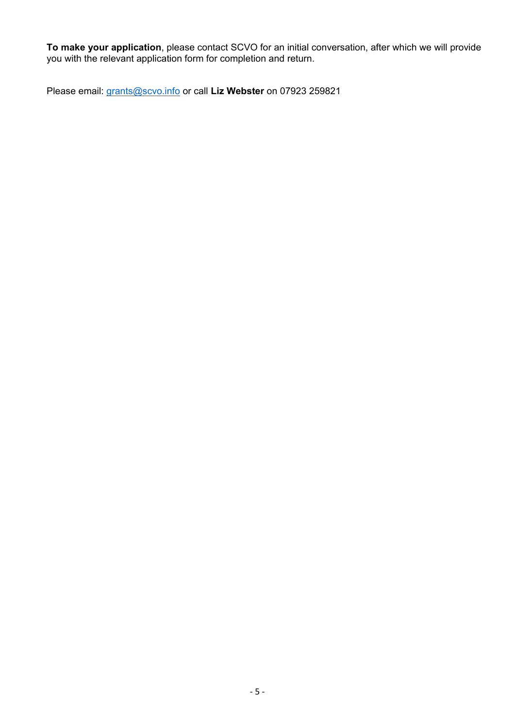**To make your application**, please contact SCVO for an initial conversation, after which we will provide you with the relevant application form for completion and return.

Please email: grants@scvo.info or call **Liz Webster** on 07923 259821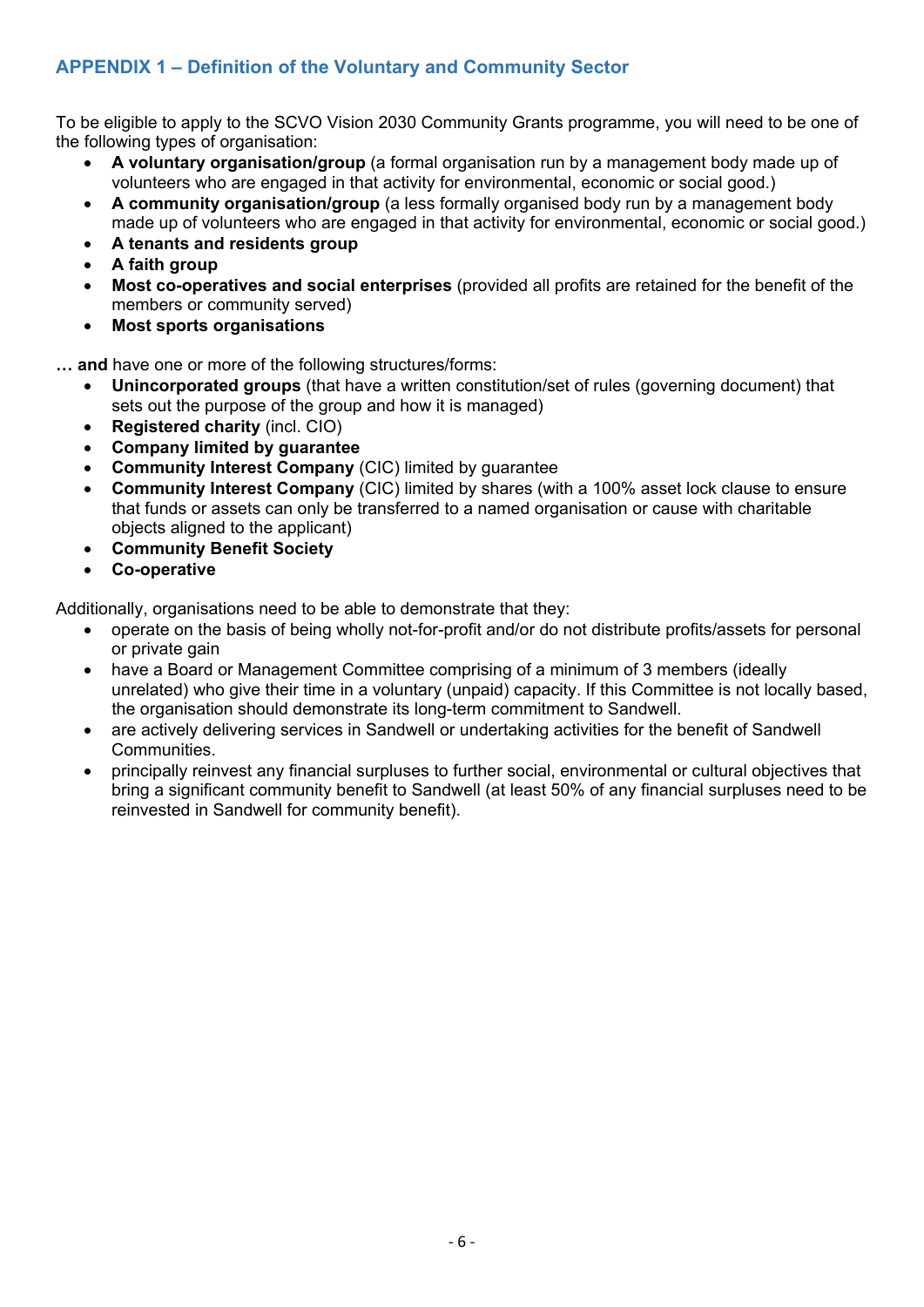## APPENDIX 1 – Definition of the Voluntary and Community Sector

To be eligible to apply to the SCVO Vision 2030 Community Grants programme, you will need to be one of the following types of organisation:

- **A voluntary organisation/group** (a formal organisation run by a management body made up of volunteers who are engaged in that activity for environmental, economic or social good.)
- **A community organisation/group** (a less formally organised body run by a management body made up of volunteers who are engaged in that activity for environmental, economic or social good.)
- **A tenants and residents group**
- **A faith group**
- **Most co-operatives and social enterprises** (provided all profits are retained for the benefit of the members or community served)
- **Most sports organisations**

**… and** have one or more of the following structures/forms:

- **Unincorporated groups** (that have a written constitution/set of rules (governing document) that sets out the purpose of the group and how it is managed)
- **Registered charity** (incl. CIO)
- **Company limited by guarantee**
- **Community Interest Company** (CIC) limited by guarantee
- **Community Interest Company** (CIC) limited by shares (with a 100% asset lock clause to ensure that funds or assets can only be transferred to a named organisation or cause with charitable objects aligned to the applicant)
- **Community Benefit Society**
- **Co-operative**

Additionally, organisations need to be able to demonstrate that they:

- operate on the basis of being wholly not-for-profit and/or do not distribute profits/assets for personal or private gain
- have a Board or Management Committee comprising of a minimum of 3 members (ideally unrelated) who give their time in a voluntary (unpaid) capacity. If this Committee is not locally based, the organisation should demonstrate its long-term commitment to Sandwell.
- are actively delivering services in Sandwell or undertaking activities for the benefit of Sandwell Communities.
- principally reinvest any financial surpluses to further social, environmental or cultural objectives that bring a significant community benefit to Sandwell (at least 50% of any financial surpluses need to be reinvested in Sandwell for community benefit).